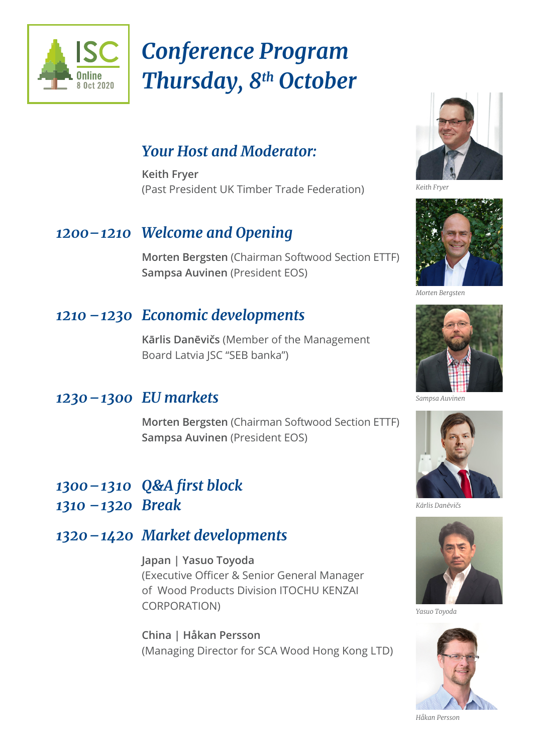ISC Online 8 Oct 2020

# Conference Program Thursday, 8th October

## Your Host and Moderator:

**Keith Fryer**
(Past President UK Timber Trade Federation)

## 1200 – 1210 Welcome and Opening

**Morten Bergsten** (Chairman Softwood Section ETTF)
**Sampsa Auvinen** (President EOS)

## 1210 – 1230 Economic developments

**Kārlis Danēvičs** (Member of the Management Board Latvia JSC "SEB banka")

## 1230 – 1300 EU markets

**Morten Bergsten** (Chairman Softwood Section ETTF)
**Sampsa Auvinen** (President EOS)

## 1300 – 1310 Q&A first block

## 1310 – 1320 Break

## 1320 – 1420 Market developments

**Japan | Yasuo Toyoda**
(Executive Officer & Senior General Manager of Wood Products Division ITOCHU KENZAI CORPORATION)

**China | Håkan Persson**
(Managing Director for SCA Wood Hong Kong LTD)

*Keith Fryer*

*Morten Bergsten*

*Sampsa Auvinen*

*Kārlis Danēvičs*

*Yasuo Toyoda*

*Håkan Persson*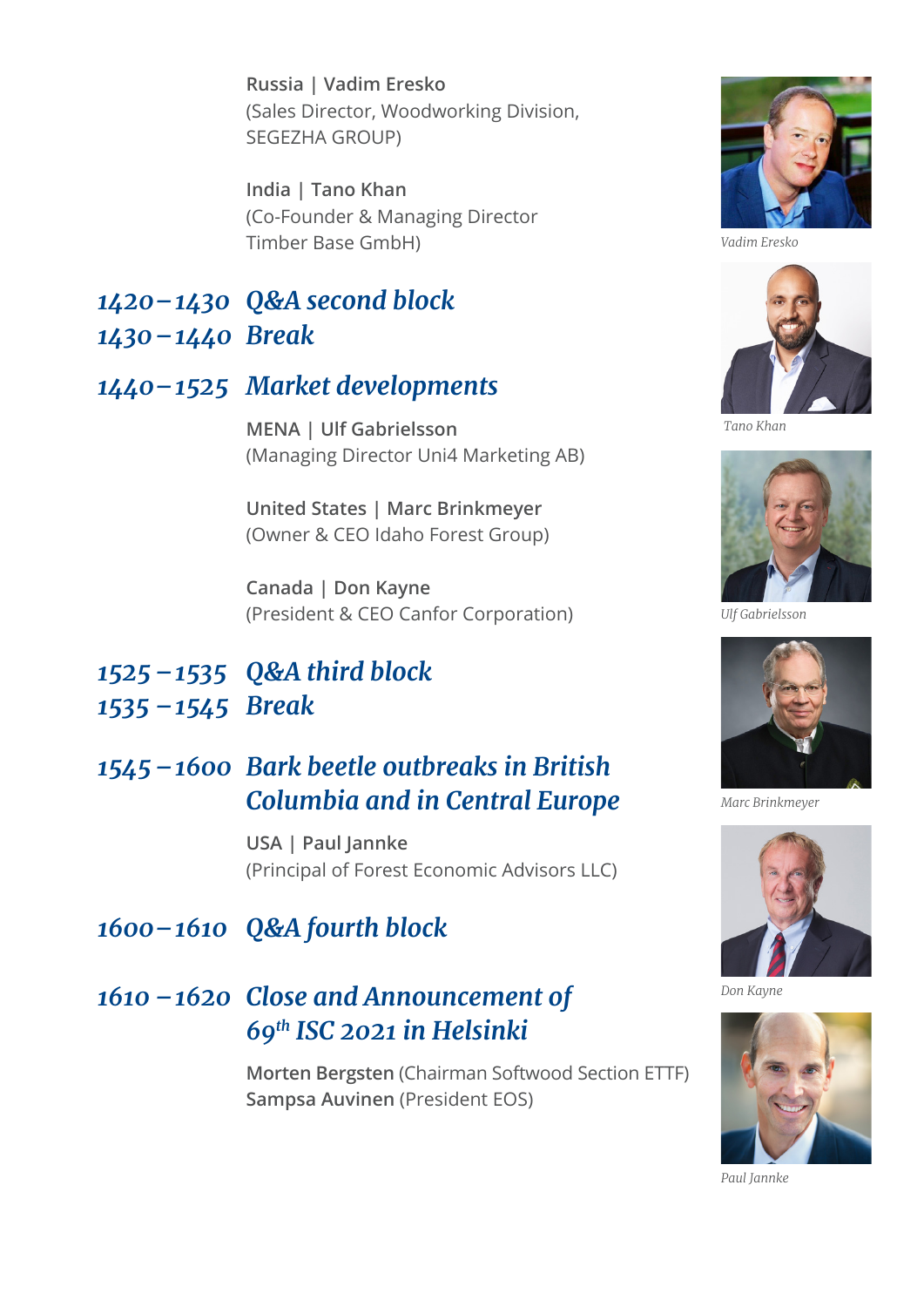**Russia | Vadim Eresko**
(Sales Director, Woodworking Division, SEGEZHA GROUP)

**India | Tano Khan**
(Co-Founder & Managing Director Timber Base GmbH)

## *1420 – 1430 Q&A second block*

## *1430 – 1440 Break*

## *1440 – 1525 Market developments*

**MENA | Ulf Gabrielsson**
(Managing Director Uni4 Marketing AB)

**United States | Marc Brinkmeyer**
(Owner & CEO Idaho Forest Group)

**Canada | Don Kayne**
(President & CEO Canfor Corporation)

## *1525 – 1535 Q&A third block*

## *1535 – 1545 Break*

## *1545 – 1600 Bark beetle outbreaks in British Columbia and in Central Europe*

**USA | Paul Jannke**
(Principal of Forest Economic Advisors LLC)

## *1600 – 1610 Q&A fourth block*

## *1610 – 1620 Close and Announcement of 69th ISC 2021 in Helsinki*

**Morten Bergsten** (Chairman Softwood Section ETTF)
**Sampsa Auvinen** (President EOS)

*Vadim Eresko*

*Tano Khan*

*Ulf Gabrielsson*

*Marc Brinkmeyer*

*Don Kayne*

*Paul Jannke*